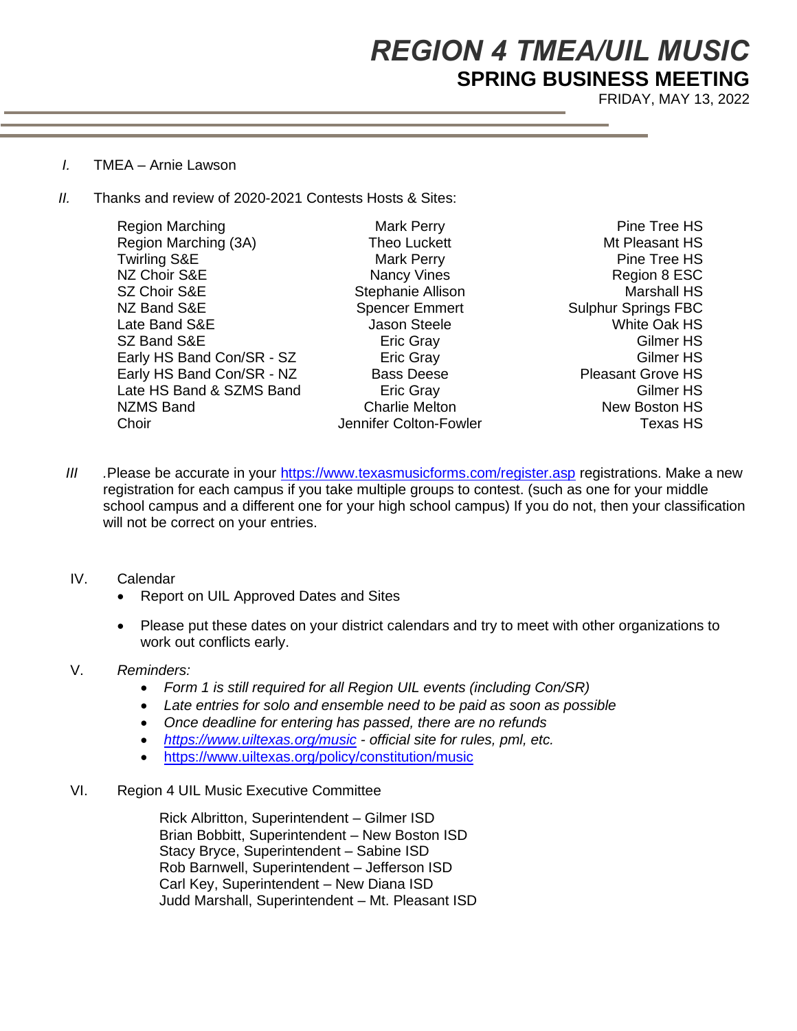# *REGION 4 TMEA/UIL MUSIC*

## SPRING BUSINESS MEETING

FRIDAY, MAY 13, 2022

*I.* TMEA – Arnie Lawson

*II.* Thanks and review of 2020-2021 Contests Hosts & Sites:

| Contest | Host | Site |
| --- | --- | --- |
| Region Marching | Mark Perry | Pine Tree HS |
| Region Marching (3A) | Theo Luckett | Mt Pleasant HS |
| Twirling S&E | Mark Perry | Pine Tree HS |
| NZ Choir S&E | Nancy Vines | Region 8 ESC |
| SZ Choir S&E | Stephanie Allison | Marshall HS |
| NZ Band S&E | Spencer Emmert | Sulphur Springs FBC |
| Late Band S&E | Jason Steele | White Oak HS |
| SZ Band S&E | Eric Gray | Gilmer HS |
| Early HS Band Con/SR - SZ | Eric Gray | Gilmer HS |
| Early HS Band Con/SR - NZ | Bass Deese | Pleasant Grove HS |
| Late HS Band & SZMS Band | Eric Gray | Gilmer HS |
| NZMS Band | Charlie Melton | New Boston HS |
| Choir | Jennifer Colton-Fowler | Texas HS |

*III* .Please be accurate in your https://www.texasmusicforms.com/register.asp registrations. Make a new registration for each campus if you take multiple groups to contest. (such as one for your middle school campus and a different one for your high school campus) If you do not, then your classification will not be correct on your entries.

IV. Calendar

- Report on UIL Approved Dates and Sites
- Please put these dates on your district calendars and try to meet with other organizations to work out conflicts early.

V. *Reminders:*

- *Form 1 is still required for all Region UIL events (including Con/SR)*
- *Late entries for solo and ensemble need to be paid as soon as possible*
- *Once deadline for entering has passed, there are no refunds*
- *https://www.uiltexas.org/music - official site for rules, pml, etc.*
- https://www.uiltexas.org/policy/constitution/music

VI. Region 4 UIL Music Executive Committee

Rick Albritton, Superintendent – Gilmer ISD
Brian Bobbitt, Superintendent – New Boston ISD
Stacy Bryce, Superintendent – Sabine ISD
Rob Barnwell, Superintendent – Jefferson ISD
Carl Key, Superintendent – New Diana ISD
Judd Marshall, Superintendent – Mt. Pleasant ISD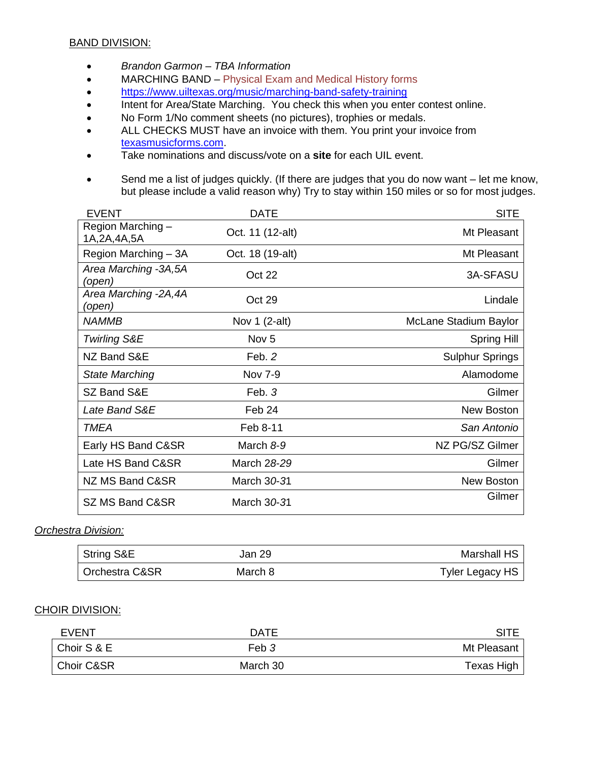BAND DIVISION:

- *Brandon Garmon – TBA Information*
- MARCHING BAND – Physical Exam and Medical History forms
- https://www.uiltexas.org/music/marching-band-safety-training
- Intent for Area/State Marching. You check this when you enter contest online.
- No Form 1/No comment sheets (no pictures), trophies or medals.
- ALL CHECKS MUST have an invoice with them. You print your invoice from texasmusicforms.com.
- Take nominations and discuss/vote on a **site** for each UIL event.

- Send me a list of judges quickly. (If there are judges that you do now want – let me know, but please include a valid reason why) Try to stay within 150 miles or so for most judges.

| EVENT | DATE | SITE |
|---|---|---|
| Region Marching – 1A,2A,4A,5A | Oct. 11 (12-alt) | Mt Pleasant |
| Region Marching – 3A | Oct. 18 (19-alt) | Mt Pleasant |
| *Area Marching -3A,5A (open)* | Oct 22 | 3A-SFASU |
| *Area Marching -2A,4A (open)* | Oct 29 | Lindale |
| *NAMMB* | Nov 1 (2-alt) | McLane Stadium Baylor |
| *Twirling S&E* | Nov 5 | Spring Hill |
| NZ Band S&E | Feb. *2* | Sulphur Springs |
| *State Marching* | Nov 7-9 | Alamodome |
| SZ Band S&E | Feb. *3* | Gilmer |
| *Late Band S&E* | Feb 24 | New Boston |
| *TMEA* | Feb 8-11 | *San Antonio* |
| Early HS Band C&SR | March *8-9* | NZ PG/SZ Gilmer |
| Late HS Band C&SR | March *28-29* | Gilmer |
| NZ MS Band C&SR | March *30-31* | New Boston |
| SZ MS Band C&SR | March *30-31* | Gilmer |

*Orchestra Division:*

| | | |
|---|---|---|
| String S&E | Jan 29 | Marshall HS |
| Orchestra C&SR | March 8 | Tyler Legacy HS |

CHOIR DIVISION:

| EVENT | DATE | SITE |
|---|---|---|
| Choir S & E | Feb *3* | Mt Pleasant |
| Choir C&SR | March 30 | Texas High |